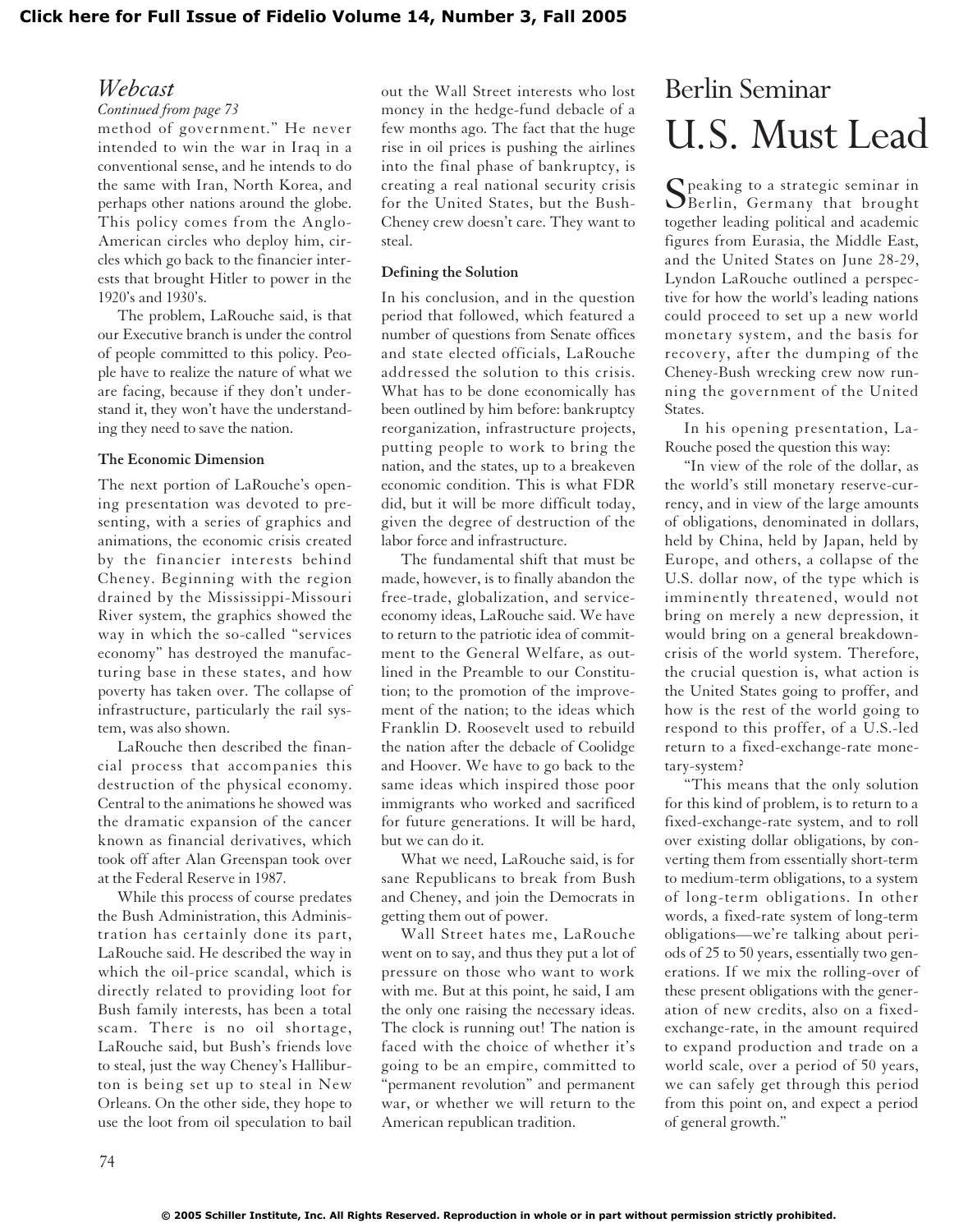*Webcast*

*Continued from page 73*

method of government." He never intended to win the war in Iraq in a conventional sense, and he intends to do the same with Iran, North Korea, and perhaps other nations around the globe. This policy comes from the Anglo-American circles who deploy him, circles which go back to the financier interests that brought Hitler to power in the 1920's and 1930's.

The problem, LaRouche said, is that our Executive branch is under the control of people committed to this policy. People have to realize the nature of what we are facing, because if they don't understand it, they won't have the understanding they need to save the nation.

### The Economic Dimension

The next portion of LaRouche's opening presentation was devoted to presenting, with a series of graphics and animations, the economic crisis created by the financier interests behind Cheney. Beginning with the region drained by the Mississippi-Missouri River system, the graphics showed the way in which the so-called "services economy" has destroyed the manufacturing base in these states, and how poverty has taken over. The collapse of infrastructure, particularly the rail system, was also shown.

LaRouche then described the financial process that accompanies this destruction of the physical economy. Central to the animations he showed was the dramatic expansion of the cancer known as financial derivatives, which took off after Alan Greenspan took over at the Federal Reserve in 1987.

While this process of course predates the Bush Administration, this Administration has certainly done its part, LaRouche said. He described the way in which the oil-price scandal, which is directly related to providing loot for Bush family interests, has been a total scam. There is no oil shortage, LaRouche said, but Bush's friends love to steal, just the way Cheney's Halliburton is being set up to steal in New Orleans. On the other side, they hope to use the loot from oil speculation to bail out the Wall Street interests who lost money in the hedge-fund debacle of a few months ago. The fact that the huge rise in oil prices is pushing the airlines into the final phase of bankruptcy, is creating a real national security crisis for the United States, but the Bush-Cheney crew doesn't care. They want to steal.

### Defining the Solution

In his conclusion, and in the question period that followed, which featured a number of questions from Senate offices and state elected officials, LaRouche addressed the solution to this crisis. What has to be done economically has been outlined by him before: bankruptcy reorganization, infrastructure projects, putting people to work to bring the nation, and the states, up to a breakeven economic condition. This is what FDR did, but it will be more difficult today, given the degree of destruction of the labor force and infrastructure.

The fundamental shift that must be made, however, is to finally abandon the free-trade, globalization, and service-economy ideas, LaRouche said. We have to return to the patriotic idea of commitment to the General Welfare, as outlined in the Preamble to our Constitution; to the promotion of the improvement of the nation; to the ideas which Franklin D. Roosevelt used to rebuild the nation after the debacle of Coolidge and Hoover. We have to go back to the same ideas which inspired those poor immigrants who worked and sacrificed for future generations. It will be hard, but we can do it.

What we need, LaRouche said, is for sane Republicans to break from Bush and Cheney, and join the Democrats in getting them out of power.

Wall Street hates me, LaRouche went on to say, and thus they put a lot of pressure on those who want to work with me. But at this point, he said, I am the only one raising the necessary ideas. The clock is running out! The nation is faced with the choice of whether it's going to be an empire, committed to "permanent revolution" and permanent war, or whether we will return to the American republican tradition.

## Berlin Seminar

# U.S. Must Lead

Speaking to a strategic seminar in Berlin, Germany that brought together leading political and academic figures from Eurasia, the Middle East, and the United States on June 28-29, Lyndon LaRouche outlined a perspective for how the world's leading nations could proceed to set up a new world monetary system, and the basis for recovery, after the dumping of the Cheney-Bush wrecking crew now running the government of the United States.

In his opening presentation, LaRouche posed the question this way:

"In view of the role of the dollar, as the world's still monetary reserve-currency, and in view of the large amounts of obligations, denominated in dollars, held by China, held by Japan, held by Europe, and others, a collapse of the U.S. dollar now, of the type which is imminently threatened, would not bring on merely a new depression, it would bring on a general breakdown-crisis of the world system. Therefore, the crucial question is, what action is the United States going to proffer, and how is the rest of the world going to respond to this proffer, of a U.S.-led return to a fixed-exchange-rate monetary-system?

"This means that the only solution for this kind of problem, is to return to a fixed-exchange-rate system, and to roll over existing dollar obligations, by converting them from essentially short-term to medium-term obligations, to a system of long-term obligations. In other words, a fixed-rate system of long-term obligations—we're talking about periods of 25 to 50 years, essentially two generations. If we mix the rolling-over of these present obligations with the generation of new credits, also on a fixed-exchange-rate, in the amount required to expand production and trade on a world scale, over a period of 50 years, we can safely get through this period from this point on, and expect a period of general growth."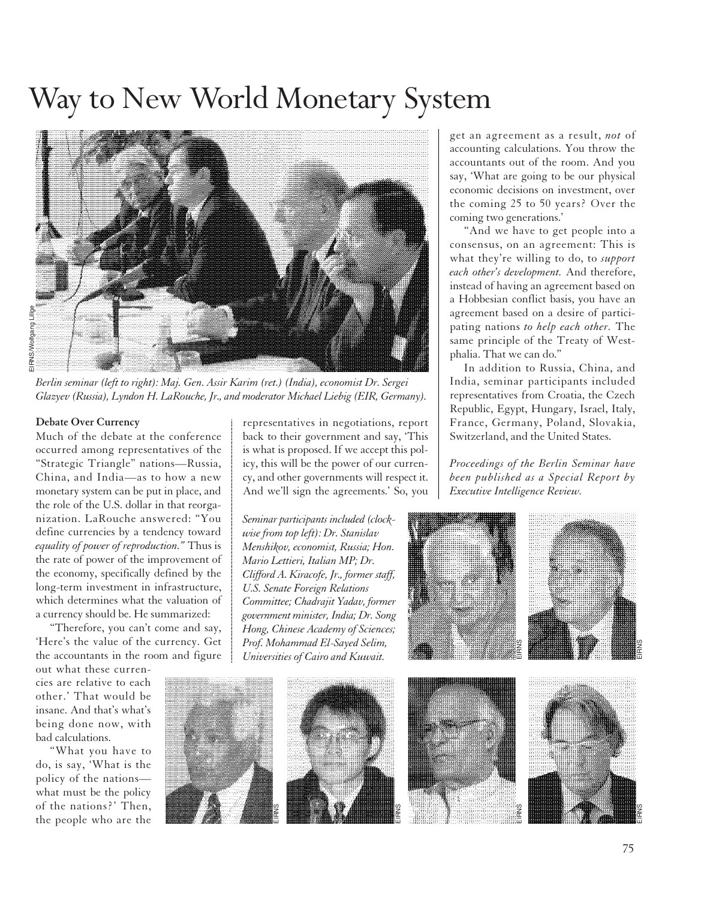# Way to New World Monetary System

*Berlin seminar (left to right): Maj. Gen. Assir Karim (ret.) (India), economist Dr. Sergei Glazyev (Russia), Lyndon H. LaRouche, Jr., and moderator Michael Liebig (EIR, Germany).*

**Debate Over Currency**

Much of the debate at the conference occurred among representatives of the "Strategic Triangle" nations—Russia, China, and India—as to how a new monetary system can be put in place, and the role of the U.S. dollar in that reorganization. LaRouche answered: "You define currencies by a tendency toward *equality of power of reproduction."* Thus is the rate of power of the improvement of the economy, specifically defined by the long-term investment in infrastructure, which determines what the valuation of a currency should be. He summarized:

"Therefore, you can't come and say, 'Here's the value of the currency. Get the accountants in the room and figure out what these currencies are relative to each other.' That would be insane. And that's what's being done now, with bad calculations.

"What you have to do, is say, 'What is the policy of the nations—what must be the policy of the nations?' Then, the people who are the representatives in negotiations, report back to their government and say, 'This is what is proposed. If we accept this policy, this will be the power of our currency, and other governments will respect it. And we'll sign the agreements.' So, you get an agreement as a result, *not* of accounting calculations. You throw the accountants out of the room. And you say, 'What are going to be our physical economic decisions on investment, over the coming 25 to 50 years? Over the coming two generations.'

"And we have to get people into a consensus, on an agreement: This is what they're willing to do, to *support each other's development.* And therefore, instead of having an agreement based on a Hobbesian conflict basis, you have an agreement based on a desire of participating nations *to help each other.* The same principle of the Treaty of Westphalia. That we can do."

In addition to Russia, China, and India, seminar participants included representatives from Croatia, the Czech Republic, Egypt, Hungary, Israel, Italy, France, Germany, Poland, Slovakia, Switzerland, and the United States.

*Proceedings of the Berlin Seminar have been published as a Special Report by Executive Intelligence Review.*

*Seminar participants included (clockwise from top left): Dr. Stanislav Menshikov, economist, Russia; Hon. Mario Lettieri, Italian MP; Dr. Clifford A. Kiracofe, Jr., former staff, U.S. Senate Foreign Relations Committee; Chadrajit Yadav, former government minister, India; Dr. Song Hong, Chinese Academy of Sciences; Prof. Mohammad El-Sayed Selim, Universities of Cairo and Kuwait.*